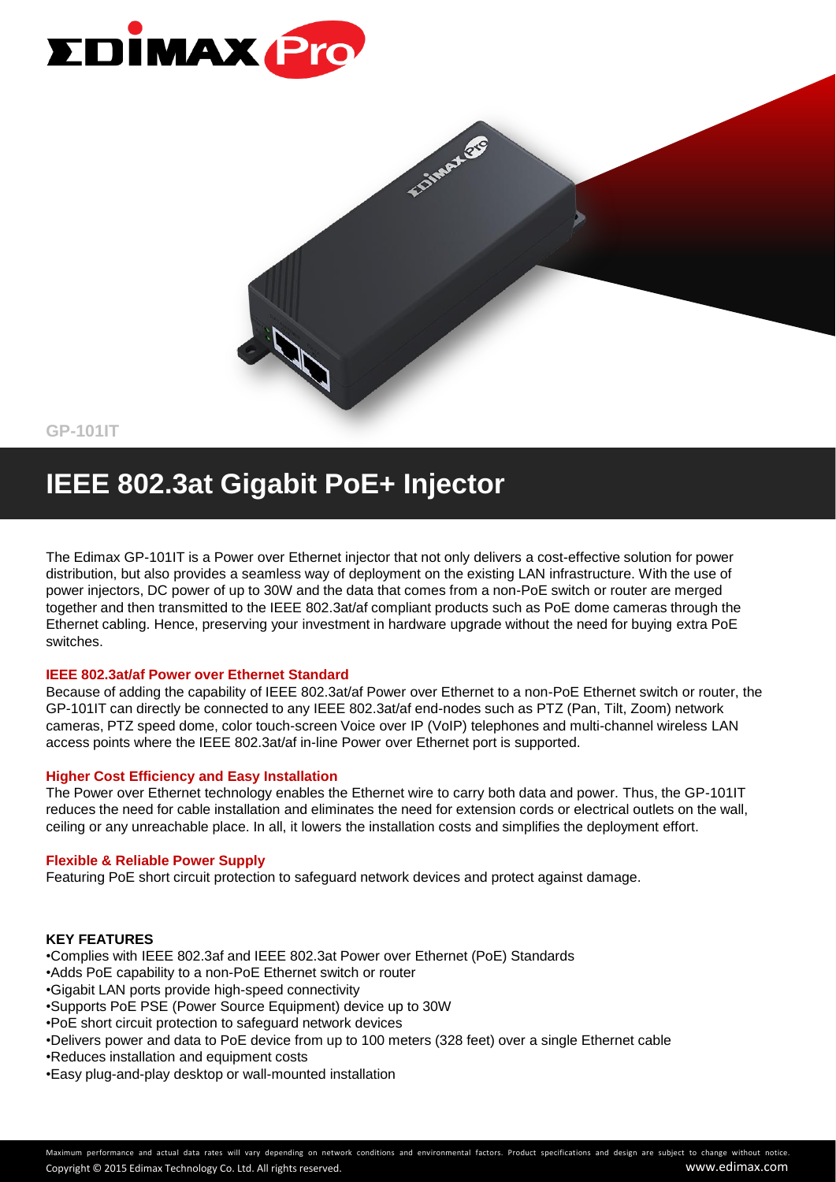GP-101IT

# IEEE 802.3at Gigabit PoE+ Injector

The Edimax GP-101IT is a Power over Ethernet injector that not only delivers a cost-effective solution for power distribution, but also provides a seamless way of deployment on the existing LAN infrastructure. With the use of power injectors, DC power of up to 30W and the data that comes from a non-PoE switch or router are merged together and then transmitted to the IEEE 802.3at/af compliant products such as PoE dome cameras through the Ethernet cabling. Hence, preserving your investment in hardware upgrade without the need for buying extra PoE switches.

### IEEE 802.3at/af Power over Ethernet Standard

Because of adding the capability of IEEE 802.3at/af Power over Ethernet to a non-PoE Ethernet switch or router, the GP-101IT can directly be connected to any IEEE 802.3at/af end-nodes such as PTZ (Pan, Tilt, Zoom) network cameras, PTZ speed dome, color touch-screen Voice over IP (VoIP) telephones and multi-channel wireless LAN access points where the IEEE 802.3at/af in-line Power over Ethernet port is supported.

### Higher Cost Efficiency and Easy Installation

The Power over Ethernet technology enables the Ethernet wire to carry both data and power. Thus, the GP-101IT reduces the need for cable installation and eliminates the need for extension cords or electrical outlets on the wall, ceiling or any unreachable place. In all, it lowers the installation costs and simplifies the deployment effort.

### Flexible & Reliable Power Supply

Featuring PoE short circuit protection to safeguard network devices and protect against damage.

### KEY FEATURES

- Complies with IEEE 802.3af and IEEE 802.3at Power over Ethernet (PoE) Standards
- Adds PoE capability to a non-PoE Ethernet switch or router
- Gigabit LAN ports provide high-speed connectivity
- Supports PoE PSE (Power Source Equipment) device up to 30W
- PoE short circuit protection to safeguard network devices
- Delivers power and data to PoE device from up to 100 meters (328 feet) over a single Ethernet cable
- Reduces installation and equipment costs
- Easy plug-and-play desktop or wall-mounted installation

Maximum performance and actual data rates will vary depending on network conditions and environmental factors. Product specifications and design are subject to change without notice.

Copyright © 2015 Edimax Technology Co. Ltd. All rights reserved. www.edimax.com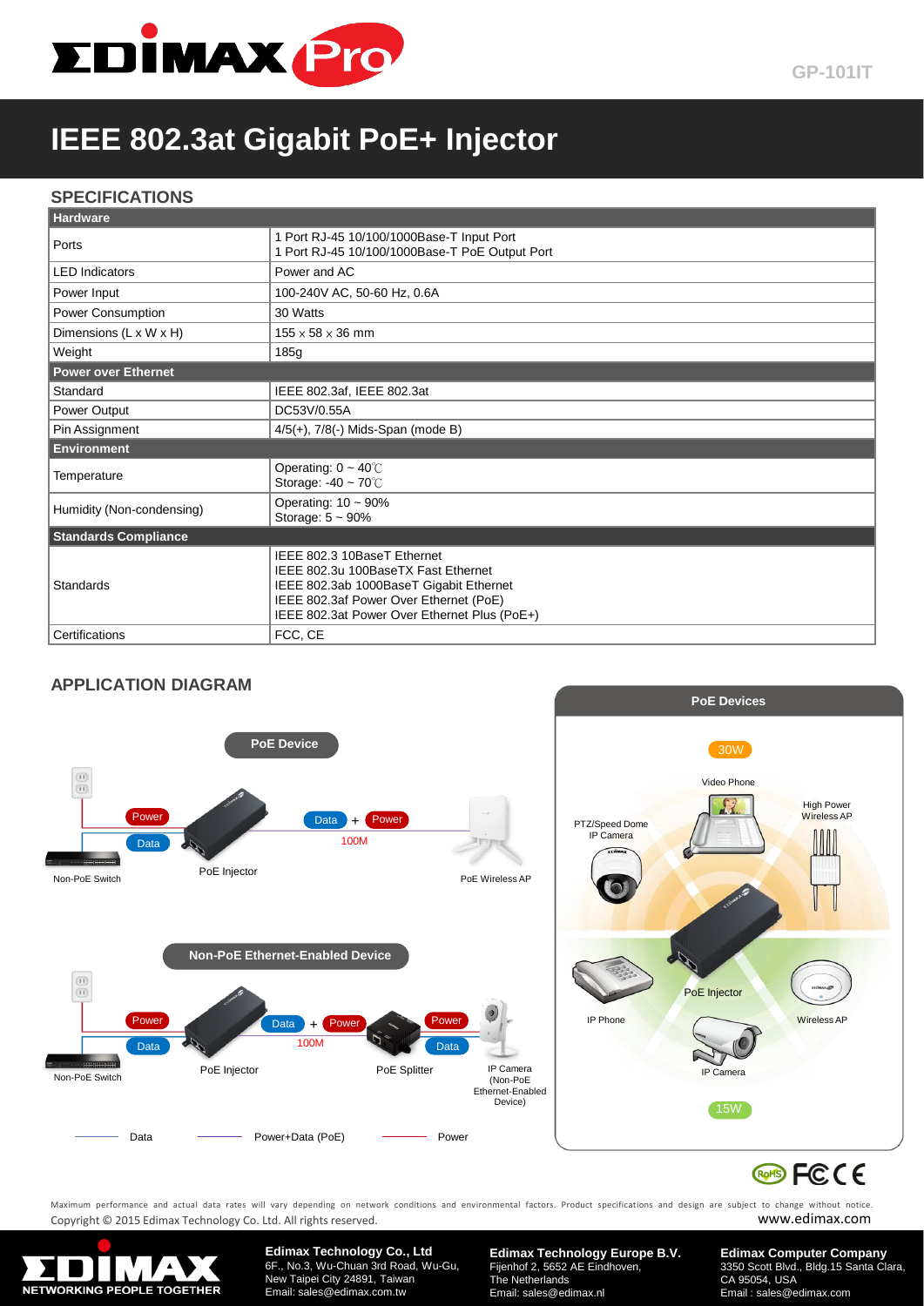# IEEE 802.3at Gigabit PoE+ Injector

GP-101IT

## SPECIFICATIONS

| | |
|---|---|
| **Hardware** | |
| Ports | 1 Port RJ-45 10/100/1000Base-T Input Port<br>1 Port RJ-45 10/100/1000Base-T PoE Output Port |
| LED Indicators | Power and AC |
| Power Input | 100-240V AC, 50-60 Hz, 0.6A |
| Power Consumption | 30 Watts |
| Dimensions (L x W x H) | 155 x 58 x 36 mm |
| Weight | 185g |
| **Power over Ethernet** | |
| Standard | IEEE 802.3af, IEEE 802.3at |
| Power Output | DC53V/0.55A |
| Pin Assignment | 4/5(+), 7/8(-) Mids-Span (mode B) |
| **Environment** | |
| Temperature | Operating: 0 ~ 40℃<br>Storage: -40 ~ 70℃ |
| Humidity (Non-condensing) | Operating: 10 ~ 90%<br>Storage: 5 ~ 90% |
| **Standards Compliance** | |
| Standards | IEEE 802.3 10BaseT Ethernet<br>IEEE 802.3u 100BaseTX Fast Ethernet<br>IEEE 802.3ab 1000BaseT Gigabit Ethernet<br>IEEE 802.3af Power Over Ethernet (PoE)<br>IEEE 802.3at Power Over Ethernet Plus (PoE+) |
| Certifications | FCC, CE |

## APPLICATION DIAGRAM

PoE Device

Power
Data
Non-PoE Switch
PoE Injector
Data + Power
100M
PoE Wireless AP

Non-PoE Ethernet-Enabled Device

Power
Data
Non-PoE Switch
PoE Injector
Data + Power
100M
PoE Splitter
Power
Data
IP Camera (Non-PoE Ethernet-Enabled Device)

Data
Power+Data (PoE)
Power

PoE Devices

30W
Video Phone
High Power Wireless AP
PTZ/Speed Dome IP Camera
PoE Injector
IP Phone
Wireless AP
IP Camera
15W

Maximum performance and actual data rates will vary depending on network conditions and environmental factors. Product specifications and design are subject to change without notice.

Copyright © 2015 Edimax Technology Co. Ltd. All rights reserved.

www.edimax.com

NETWORKING PEOPLE TOGETHER

**Edimax Technology Co., Ltd**
6F., No.3, Wu-Chuan 3rd Road, Wu-Gu, New Taipei City 24891, Taiwan
Email: sales@edimax.com.tw

**Edimax Technology Europe B.V.**
Fijenhof 2, 5652 AE Eindhoven, The Netherlands
Email: sales@edimax.nl

**Edimax Computer Company**
3350 Scott Blvd., Bldg.15 Santa Clara, CA 95054, USA
Email : sales@edimax.com